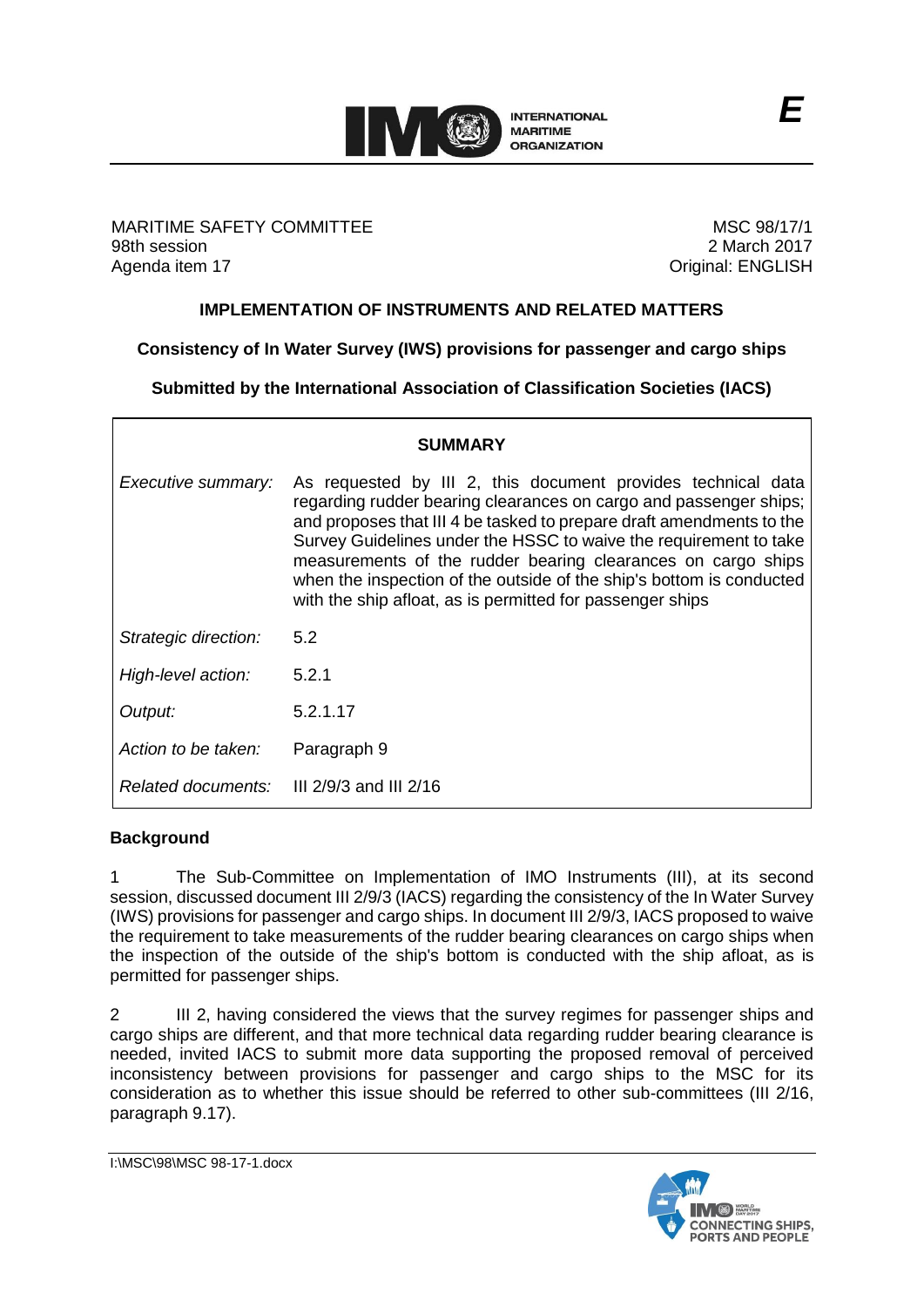MARITIME SAFETY COMMITTEE
98th session
Agenda item 17

MSC 98/17/1
2 March 2017
Original: ENGLISH

## IMPLEMENTATION OF INSTRUMENTS AND RELATED MATTERS

### Consistency of In Water Survey (IWS) provisions for passenger and cargo ships

### Submitted by the International Association of Classification Societies (IACS)

| SUMMARY | |
|---|---|
| *Executive summary:* | As requested by III 2, this document provides technical data regarding rudder bearing clearances on cargo and passenger ships; and proposes that III 4 be tasked to prepare draft amendments to the Survey Guidelines under the HSSC to waive the requirement to take measurements of the rudder bearing clearances on cargo ships when the inspection of the outside of the ship's bottom is conducted with the ship afloat, as is permitted for passenger ships |
| *Strategic direction:* | 5.2 |
| *High-level action:* | 5.2.1 |
| *Output:* | 5.2.1.17 |
| *Action to be taken:* | Paragraph 9 |
| *Related documents:* | III 2/9/3 and III 2/16 |

## Background

1 The Sub-Committee on Implementation of IMO Instruments (III), at its second session, discussed document III 2/9/3 (IACS) regarding the consistency of the In Water Survey (IWS) provisions for passenger and cargo ships. In document III 2/9/3, IACS proposed to waive the requirement to take measurements of the rudder bearing clearances on cargo ships when the inspection of the outside of the ship's bottom is conducted with the ship afloat, as is permitted for passenger ships.

2 III 2, having considered the views that the survey regimes for passenger ships and cargo ships are different, and that more technical data regarding rudder bearing clearance is needed, invited IACS to submit more data supporting the proposed removal of perceived inconsistency between provisions for passenger and cargo ships to the MSC for its consideration as to whether this issue should be referred to other sub-committees (III 2/16, paragraph 9.17).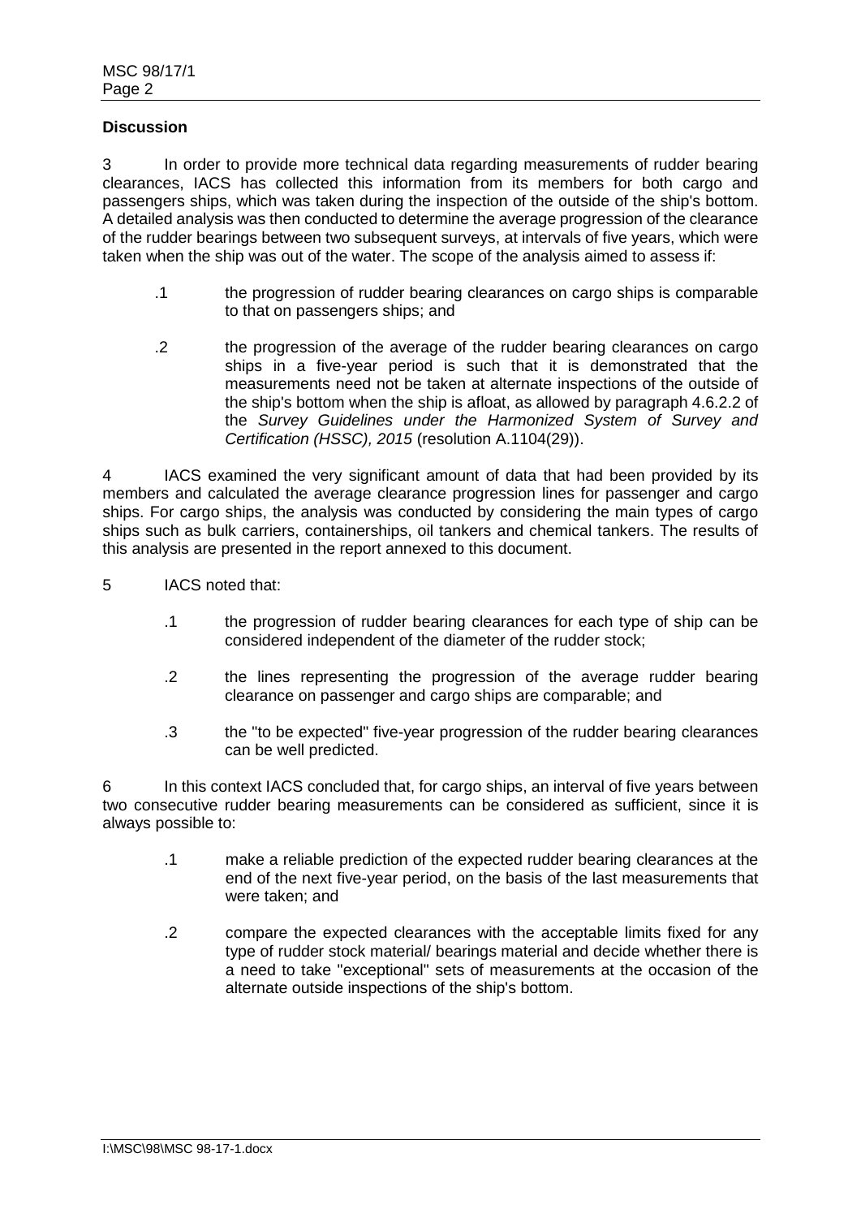**Discussion**

3 In order to provide more technical data regarding measurements of rudder bearing clearances, IACS has collected this information from its members for both cargo and passengers ships, which was taken during the inspection of the outside of the ship's bottom. A detailed analysis was then conducted to determine the average progression of the clearance of the rudder bearings between two subsequent surveys, at intervals of five years, which were taken when the ship was out of the water. The scope of the analysis aimed to assess if:

.1 the progression of rudder bearing clearances on cargo ships is comparable to that on passengers ships; and

.2 the progression of the average of the rudder bearing clearances on cargo ships in a five-year period is such that it is demonstrated that the measurements need not be taken at alternate inspections of the outside of the ship's bottom when the ship is afloat, as allowed by paragraph 4.6.2.2 of the *Survey Guidelines under the Harmonized System of Survey and Certification (HSSC), 2015* (resolution A.1104(29)).

4 IACS examined the very significant amount of data that had been provided by its members and calculated the average clearance progression lines for passenger and cargo ships. For cargo ships, the analysis was conducted by considering the main types of cargo ships such as bulk carriers, containerships, oil tankers and chemical tankers. The results of this analysis are presented in the report annexed to this document.

5 IACS noted that:

.1 the progression of rudder bearing clearances for each type of ship can be considered independent of the diameter of the rudder stock;

.2 the lines representing the progression of the average rudder bearing clearance on passenger and cargo ships are comparable; and

.3 the "to be expected" five-year progression of the rudder bearing clearances can be well predicted.

6 In this context IACS concluded that, for cargo ships, an interval of five years between two consecutive rudder bearing measurements can be considered as sufficient, since it is always possible to:

.1 make a reliable prediction of the expected rudder bearing clearances at the end of the next five-year period, on the basis of the last measurements that were taken; and

.2 compare the expected clearances with the acceptable limits fixed for any type of rudder stock material/ bearings material and decide whether there is a need to take "exceptional" sets of measurements at the occasion of the alternate outside inspections of the ship's bottom.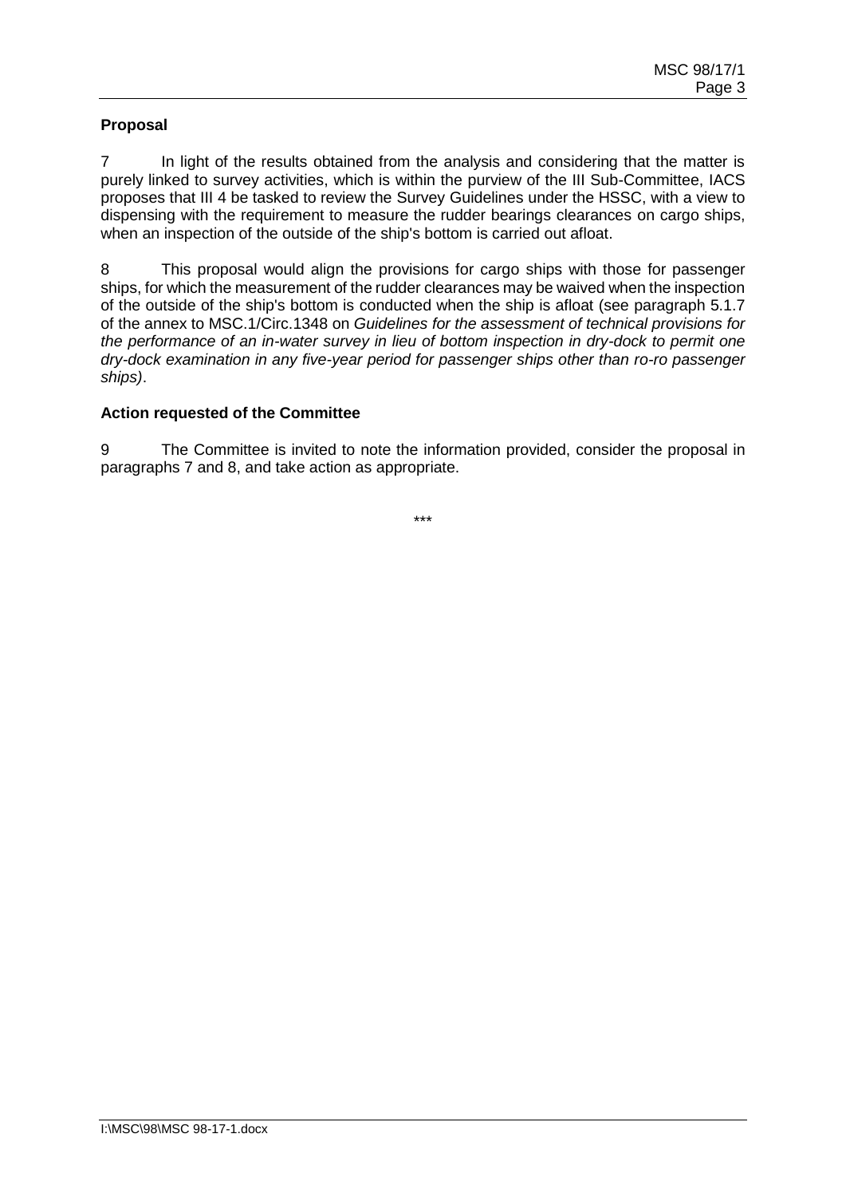**Proposal**

7 In light of the results obtained from the analysis and considering that the matter is purely linked to survey activities, which is within the purview of the III Sub-Committee, IACS proposes that III 4 be tasked to review the Survey Guidelines under the HSSC, with a view to dispensing with the requirement to measure the rudder bearings clearances on cargo ships, when an inspection of the outside of the ship's bottom is carried out afloat.

8 This proposal would align the provisions for cargo ships with those for passenger ships, for which the measurement of the rudder clearances may be waived when the inspection of the outside of the ship's bottom is conducted when the ship is afloat (see paragraph 5.1.7 of the annex to MSC.1/Circ.1348 on *Guidelines for the assessment of technical provisions for the performance of an in-water survey in lieu of bottom inspection in dry-dock to permit one dry-dock examination in any five-year period for passenger ships other than ro-ro passenger ships)*.

**Action requested of the Committee**

9 The Committee is invited to note the information provided, consider the proposal in paragraphs 7 and 8, and take action as appropriate.

\*\*\*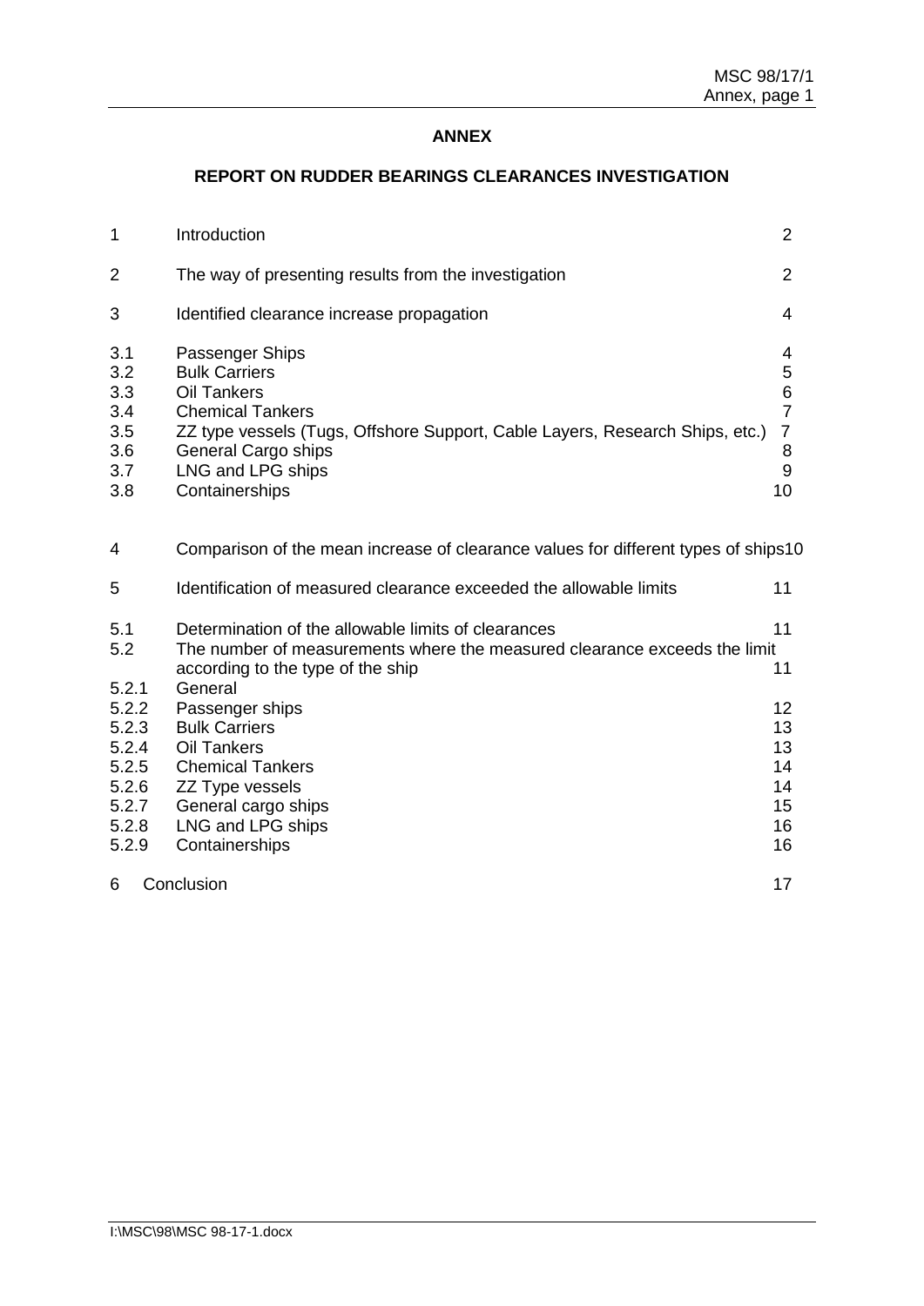## ANNEX

## REPORT ON RUDDER BEARINGS CLEARANCES INVESTIGATION

| | | |
|---|---|---|
| 1 | Introduction | 2 |
| 2 | The way of presenting results from the investigation | 2 |
| 3 | Identified clearance increase propagation | 4 |
| 3.1 | Passenger Ships | 4 |
| 3.2 | Bulk Carriers | 5 |
| 3.3 | Oil Tankers | 6 |
| 3.4 | Chemical Tankers | 7 |
| 3.5 | ZZ type vessels (Tugs, Offshore Support, Cable Layers, Research Ships, etc.) | 7 |
| 3.6 | General Cargo ships | 8 |
| 3.7 | LNG and LPG ships | 9 |
| 3.8 | Containerships | 10 |
| 4 | Comparison of the mean increase of clearance values for different types of ships | 10 |
| 5 | Identification of measured clearance exceeded the allowable limits | 11 |
| 5.1 | Determination of the allowable limits of clearances | 11 |
| 5.2 | The number of measurements where the measured clearance exceeds the limit according to the type of the ship | 11 |
| 5.2.1 | General | |
| 5.2.2 | Passenger ships | 12 |
| 5.2.3 | Bulk Carriers | 13 |
| 5.2.4 | Oil Tankers | 13 |
| 5.2.5 | Chemical Tankers | 14 |
| 5.2.6 | ZZ Type vessels | 14 |
| 5.2.7 | General cargo ships | 15 |
| 5.2.8 | LNG and LPG ships | 16 |
| 5.2.9 | Containerships | 16 |
| 6 | Conclusion | 17 |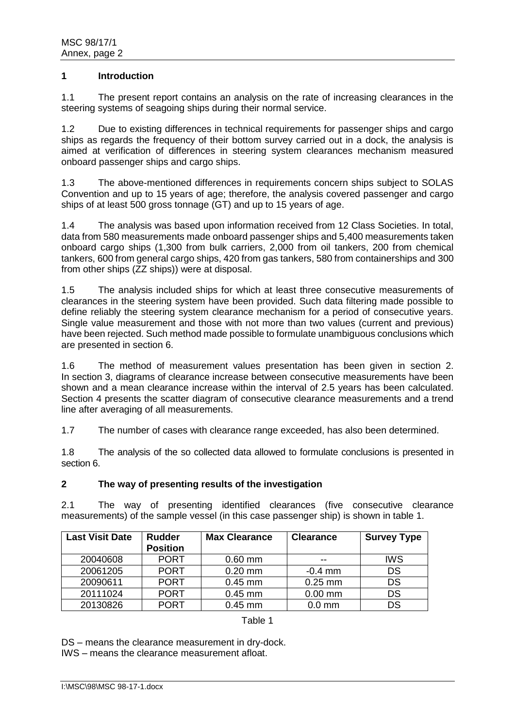## 1 Introduction

1.1 The present report contains an analysis on the rate of increasing clearances in the steering systems of seagoing ships during their normal service.

1.2 Due to existing differences in technical requirements for passenger ships and cargo ships as regards the frequency of their bottom survey carried out in a dock, the analysis is aimed at verification of differences in steering system clearances mechanism measured onboard passenger ships and cargo ships.

1.3 The above-mentioned differences in requirements concern ships subject to SOLAS Convention and up to 15 years of age; therefore, the analysis covered passenger and cargo ships of at least 500 gross tonnage (GT) and up to 15 years of age.

1.4 The analysis was based upon information received from 12 Class Societies. In total, data from 580 measurements made onboard passenger ships and 5,400 measurements taken onboard cargo ships (1,300 from bulk carriers, 2,000 from oil tankers, 200 from chemical tankers, 600 from general cargo ships, 420 from gas tankers, 580 from containerships and 300 from other ships (ZZ ships)) were at disposal.

1.5 The analysis included ships for which at least three consecutive measurements of clearances in the steering system have been provided. Such data filtering made possible to define reliably the steering system clearance mechanism for a period of consecutive years. Single value measurement and those with not more than two values (current and previous) have been rejected. Such method made possible to formulate unambiguous conclusions which are presented in section 6.

1.6 The method of measurement values presentation has been given in section 2. In section 3, diagrams of clearance increase between consecutive measurements have been shown and a mean clearance increase within the interval of 2.5 years has been calculated. Section 4 presents the scatter diagram of consecutive clearance measurements and a trend line after averaging of all measurements.

1.7 The number of cases with clearance range exceeded, has also been determined.

1.8 The analysis of the so collected data allowed to formulate conclusions is presented in section 6.

## 2 The way of presenting results of the investigation

2.1 The way of presenting identified clearances (five consecutive clearance measurements) of the sample vessel (in this case passenger ship) is shown in table 1.

| Last Visit Date | Rudder Position | Max Clearance | Clearance | Survey Type |
|---|---|---|---|---|
| 20040608 | PORT | 0.60 mm | -- | IWS |
| 20061205 | PORT | 0.20 mm | -0.4 mm | DS |
| 20090611 | PORT | 0.45 mm | 0.25 mm | DS |
| 20111024 | PORT | 0.45 mm | 0.00 mm | DS |
| 20130826 | PORT | 0.45 mm | 0.0 mm | DS |

Table 1

DS – means the clearance measurement in dry-dock.
IWS – means the clearance measurement afloat.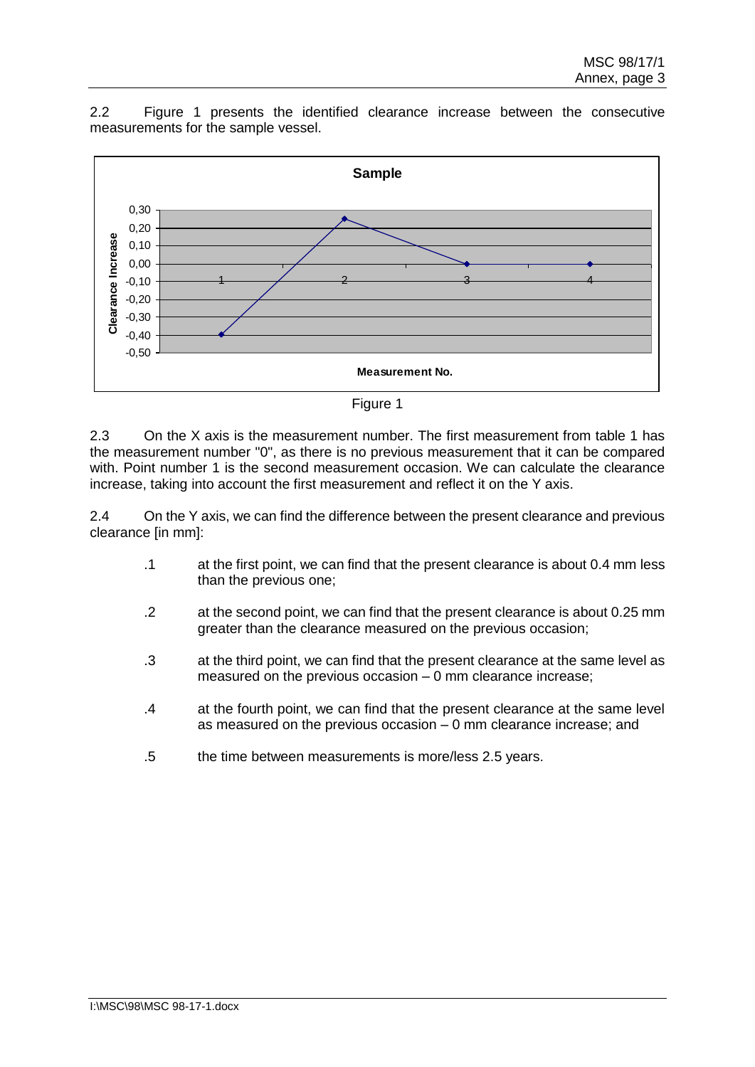2.2 Figure 1 presents the identified clearance increase between the consecutive measurements for the sample vessel.

Figure 1

2.3 On the X axis is the measurement number. The first measurement from table 1 has the measurement number "0", as there is no previous measurement that it can be compared with. Point number 1 is the second measurement occasion. We can calculate the clearance increase, taking into account the first measurement and reflect it on the Y axis.

2.4 On the Y axis, we can find the difference between the present clearance and previous clearance [in mm]:

.1 at the first point, we can find that the present clearance is about 0.4 mm less than the previous one;

.2 at the second point, we can find that the present clearance is about 0.25 mm greater than the clearance measured on the previous occasion;

.3 at the third point, we can find that the present clearance at the same level as measured on the previous occasion – 0 mm clearance increase;

.4 at the fourth point, we can find that the present clearance at the same level as measured on the previous occasion – 0 mm clearance increase; and

.5 the time between measurements is more/less 2.5 years.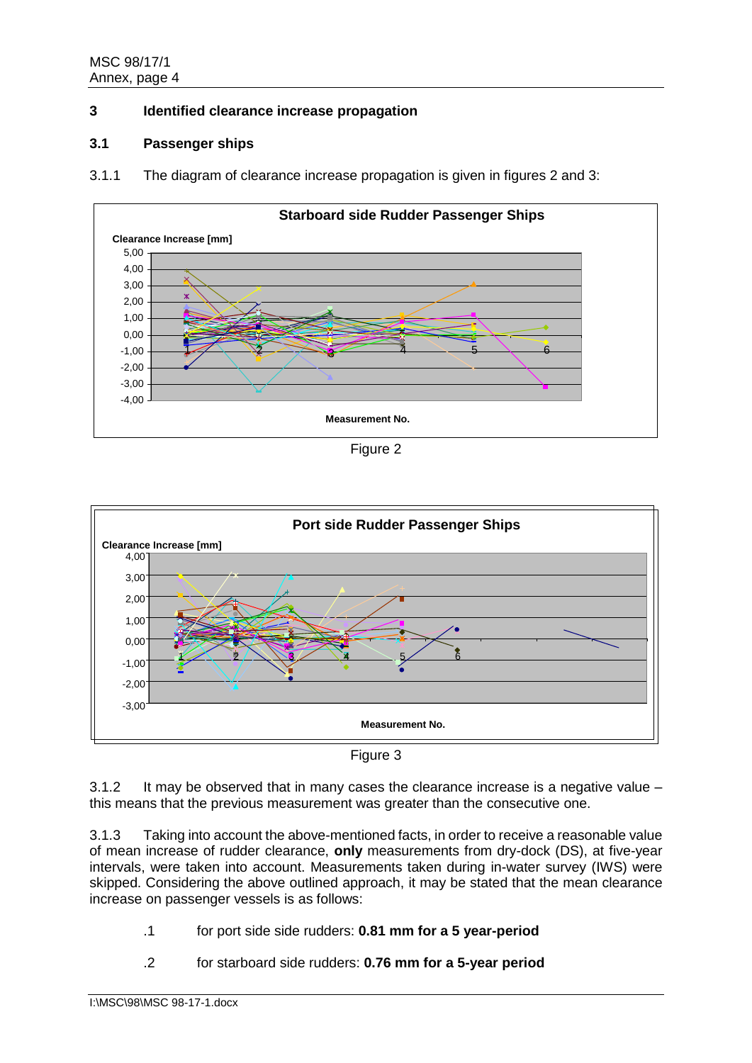## 3 Identified clearance increase propagation

### 3.1 Passenger ships

3.1.1 The diagram of clearance increase propagation is given in figures 2 and 3:

Figure 2

Figure 3

3.1.2 It may be observed that in many cases the clearance increase is a negative value – this means that the previous measurement was greater than the consecutive one.

3.1.3 Taking into account the above-mentioned facts, in order to receive a reasonable value of mean increase of rudder clearance, **only** measurements from dry-dock (DS), at five-year intervals, were taken into account. Measurements taken during in-water survey (IWS) were skipped. Considering the above outlined approach, it may be stated that the mean clearance increase on passenger vessels is as follows:

.1 for port side side rudders: **0.81 mm for a 5 year-period**

.2 for starboard side rudders: **0.76 mm for a 5-year period**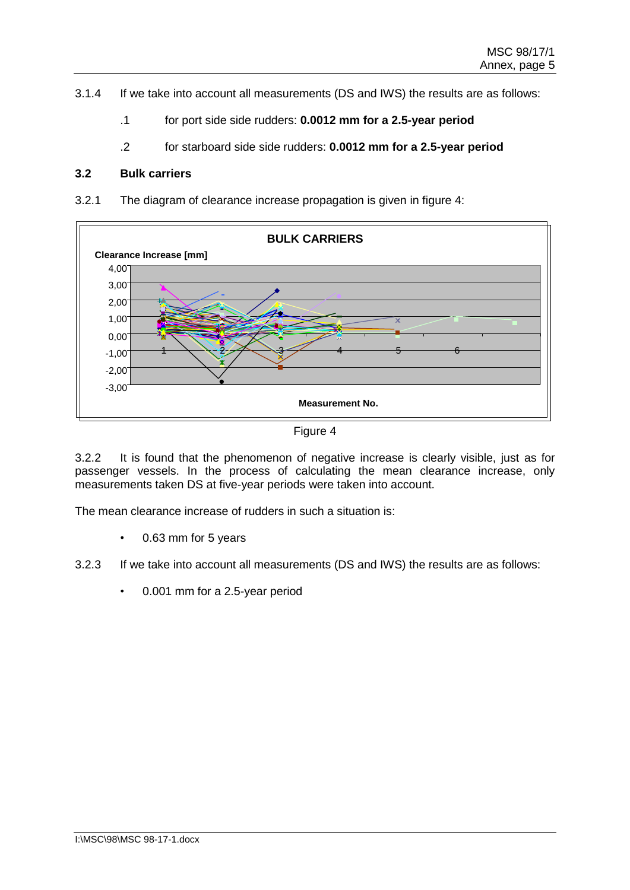3.1.4 If we take into account all measurements (DS and IWS) the results are as follows:

.1 for port side side rudders: **0.0012 mm for a 2.5-year period**

.2 for starboard side side rudders: **0.0012 mm for a 2.5-year period**

### 3.2 Bulk carriers

3.2.1 The diagram of clearance increase propagation is given in figure 4:

Figure 4

3.2.2 It is found that the phenomenon of negative increase is clearly visible, just as for passenger vessels. In the process of calculating the mean clearance increase, only measurements taken DS at five-year periods were taken into account.

The mean clearance increase of rudders in such a situation is:

- 0.63 mm for 5 years

3.2.3 If we take into account all measurements (DS and IWS) the results are as follows:

- 0.001 mm for a 2.5-year period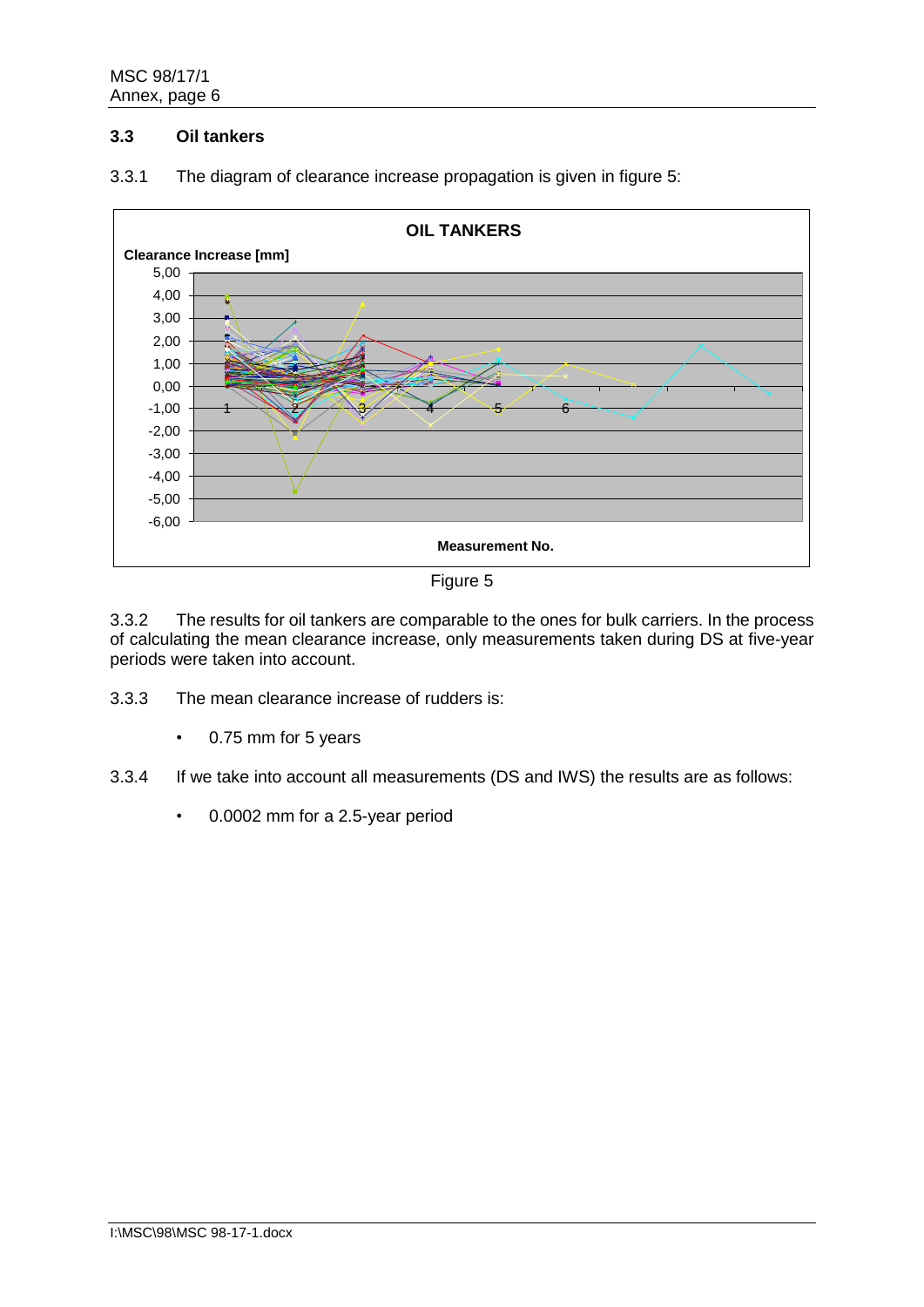### 3.3 Oil tankers

3.3.1 The diagram of clearance increase propagation is given in figure 5:

Figure 5

3.3.2 The results for oil tankers are comparable to the ones for bulk carriers. In the process of calculating the mean clearance increase, only measurements taken during DS at five-year periods were taken into account.

3.3.3 The mean clearance increase of rudders is:

- 0.75 mm for 5 years

3.3.4 If we take into account all measurements (DS and IWS) the results are as follows:

- 0.0002 mm for a 2.5-year period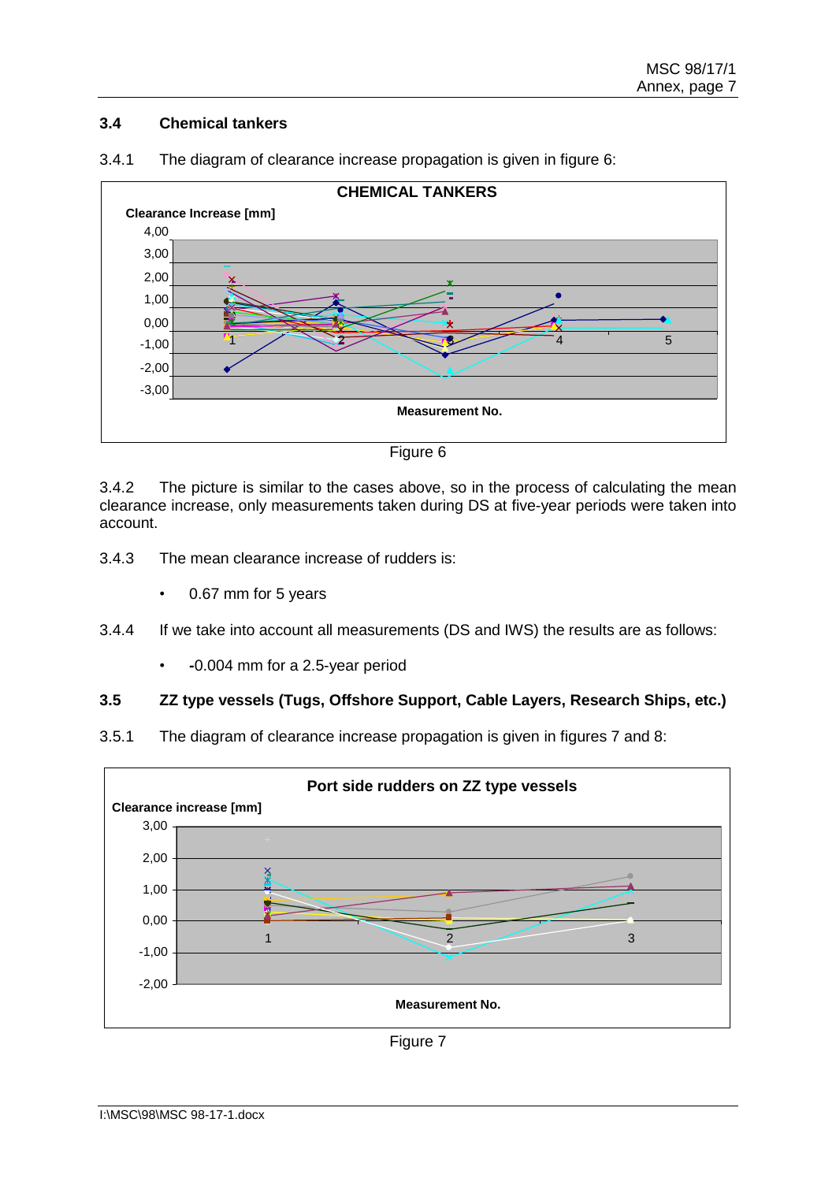### 3.4 Chemical tankers

3.4.1 The diagram of clearance increase propagation is given in figure 6:

Figure 6

3.4.2 The picture is similar to the cases above, so in the process of calculating the mean clearance increase, only measurements taken during DS at five-year periods were taken into account.

3.4.3 The mean clearance increase of rudders is:

- 0.67 mm for 5 years

3.4.4 If we take into account all measurements (DS and IWS) the results are as follows:

- -0.004 mm for a 2.5-year period

### 3.5 ZZ type vessels (Tugs, Offshore Support, Cable Layers, Research Ships, etc.)

3.5.1 The diagram of clearance increase propagation is given in figures 7 and 8:

Figure 7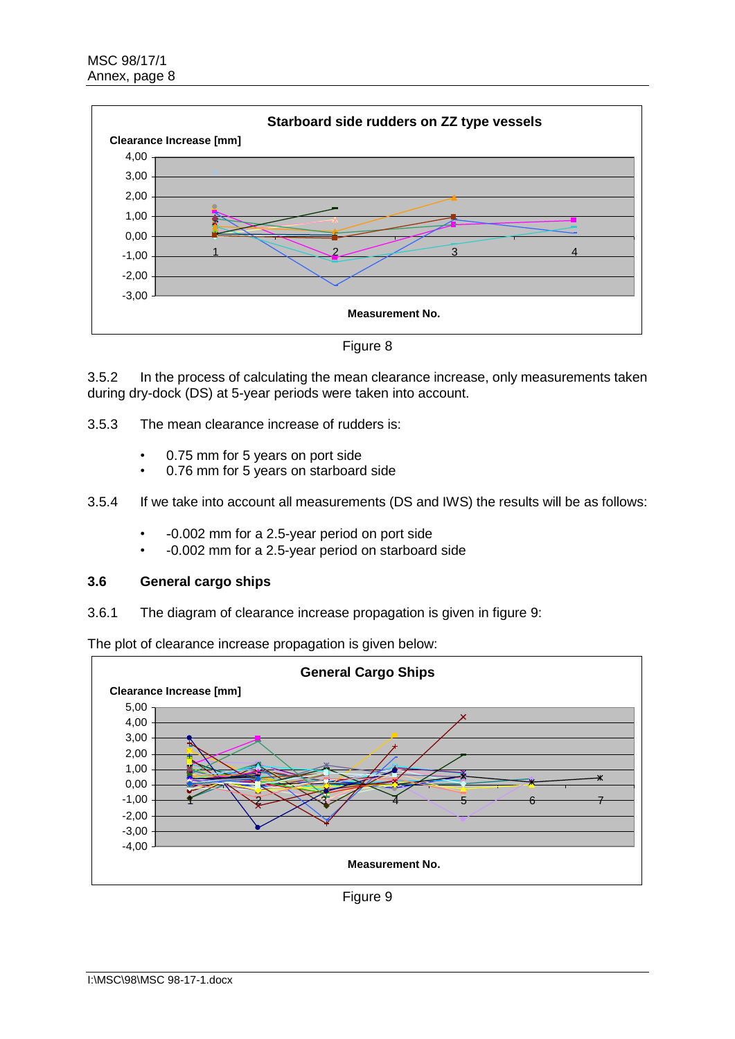Figure 8

3.5.2 In the process of calculating the mean clearance increase, only measurements taken during dry-dock (DS) at 5-year periods were taken into account.

3.5.3 The mean clearance increase of rudders is:

- 0.75 mm for 5 years on port side
- 0.76 mm for 5 years on starboard side

3.5.4 If we take into account all measurements (DS and IWS) the results will be as follows:

- -0.002 mm for a 2.5-year period on port side
- -0.002 mm for a 2.5-year period on starboard side

### 3.6 General cargo ships

3.6.1 The diagram of clearance increase propagation is given in figure 9:

The plot of clearance increase propagation is given below:

Figure 9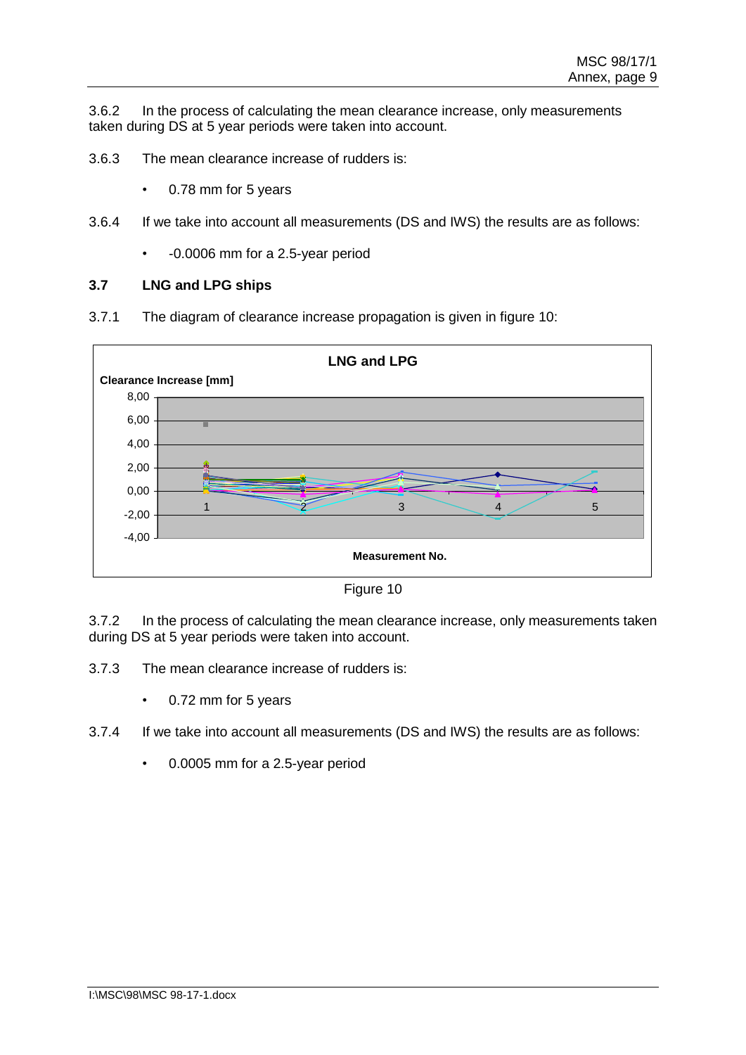3.6.2 In the process of calculating the mean clearance increase, only measurements taken during DS at 5 year periods were taken into account.

3.6.3 The mean clearance increase of rudders is:

- 0.78 mm for 5 years

3.6.4 If we take into account all measurements (DS and IWS) the results are as follows:

- -0.0006 mm for a 2.5-year period

### 3.7 LNG and LPG ships

3.7.1 The diagram of clearance increase propagation is given in figure 10:

Figure 10

3.7.2 In the process of calculating the mean clearance increase, only measurements taken during DS at 5 year periods were taken into account.

3.7.3 The mean clearance increase of rudders is:

- 0.72 mm for 5 years

3.7.4 If we take into account all measurements (DS and IWS) the results are as follows:

- 0.0005 mm for a 2.5-year period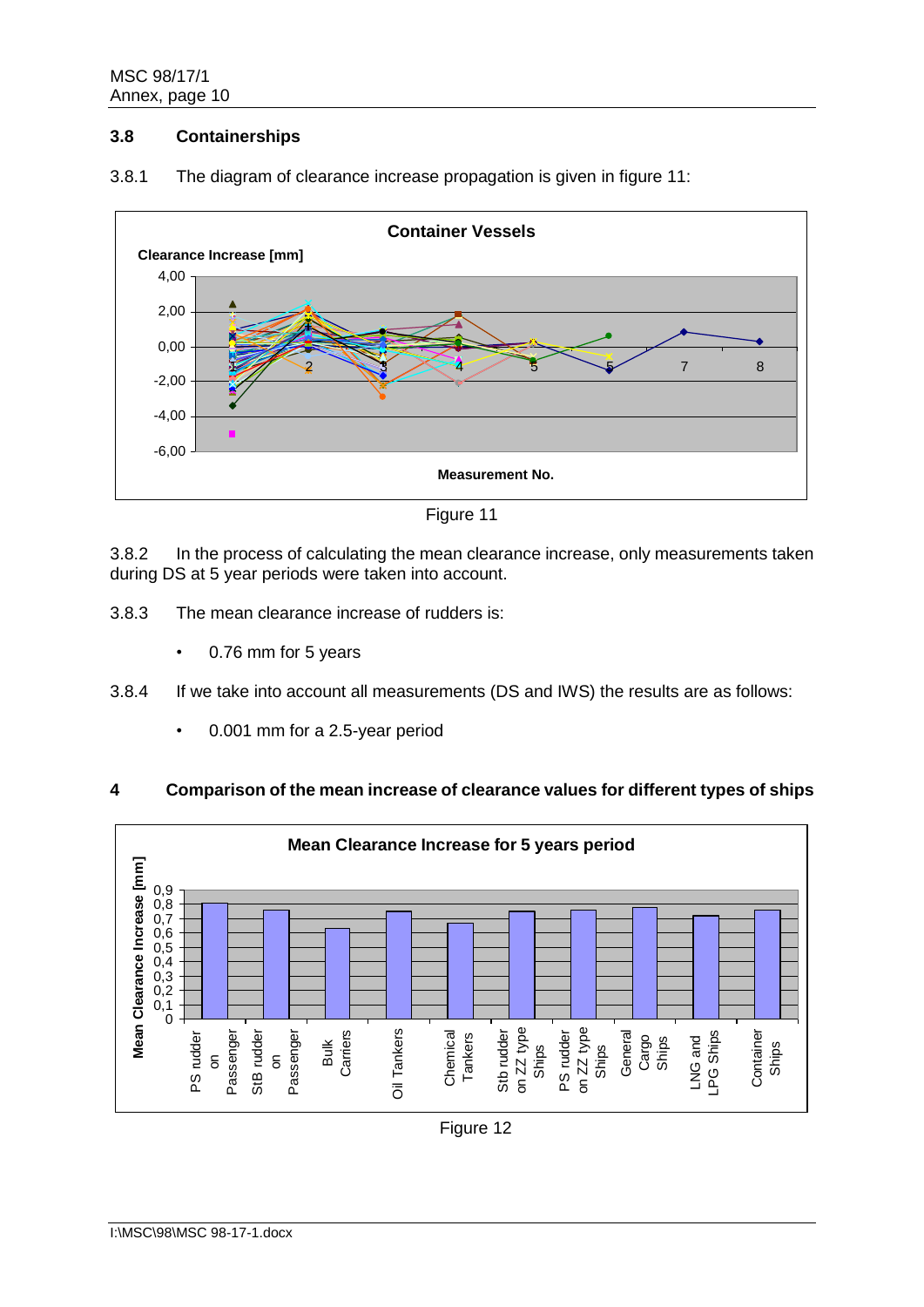### 3.8 Containerships

3.8.1 The diagram of clearance increase propagation is given in figure 11:

Figure 11

3.8.2 In the process of calculating the mean clearance increase, only measurements taken during DS at 5 year periods were taken into account.

3.8.3 The mean clearance increase of rudders is:

- 0.76 mm for 5 years

3.8.4 If we take into account all measurements (DS and IWS) the results are as follows:

- 0.001 mm for a 2.5-year period

## 4 Comparison of the mean increase of clearance values for different types of ships

Figure 12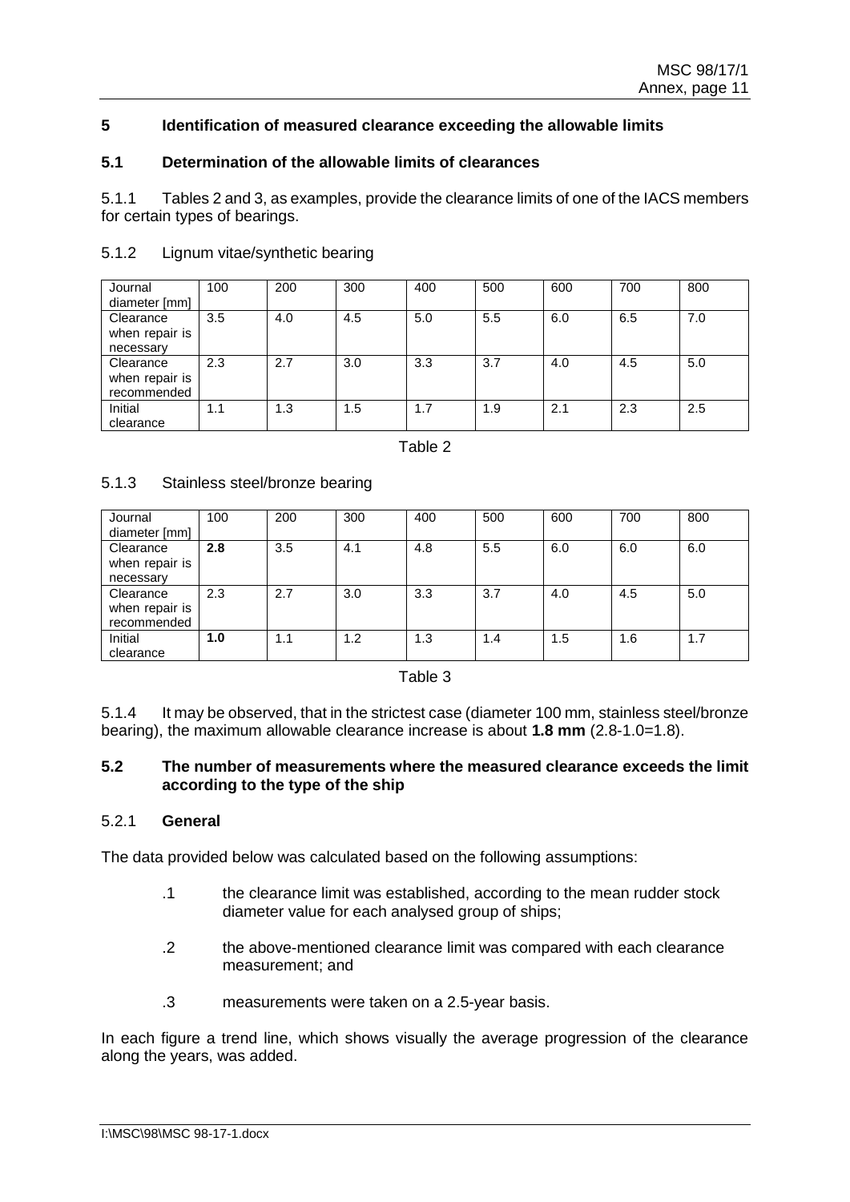## 5 Identification of measured clearance exceeding the allowable limits

### 5.1 Determination of the allowable limits of clearances

5.1.1 Tables 2 and 3, as examples, provide the clearance limits of one of the IACS members for certain types of bearings.

5.1.2 Lignum vitae/synthetic bearing

| Journal diameter [mm] | 100 | 200 | 300 | 400 | 500 | 600 | 700 | 800 |
|---|---|---|---|---|---|---|---|---|
| Clearance when repair is necessary | 3.5 | 4.0 | 4.5 | 5.0 | 5.5 | 6.0 | 6.5 | 7.0 |
| Clearance when repair is recommended | 2.3 | 2.7 | 3.0 | 3.3 | 3.7 | 4.0 | 4.5 | 5.0 |
| Initial clearance | 1.1 | 1.3 | 1.5 | 1.7 | 1.9 | 2.1 | 2.3 | 2.5 |

Table 2

5.1.3 Stainless steel/bronze bearing

| Journal diameter [mm] | 100 | 200 | 300 | 400 | 500 | 600 | 700 | 800 |
|---|---|---|---|---|---|---|---|---|
| Clearance when repair is necessary | **2.8** | 3.5 | 4.1 | 4.8 | 5.5 | 6.0 | 6.0 | 6.0 |
| Clearance when repair is recommended | 2.3 | 2.7 | 3.0 | 3.3 | 3.7 | 4.0 | 4.5 | 5.0 |
| Initial clearance | **1.0** | 1.1 | 1.2 | 1.3 | 1.4 | 1.5 | 1.6 | 1.7 |

Table 3

5.1.4 It may be observed, that in the strictest case (diameter 100 mm, stainless steel/bronze bearing), the maximum allowable clearance increase is about **1.8 mm** (2.8-1.0=1.8).

### 5.2 The number of measurements where the measured clearance exceeds the limit according to the type of the ship

5.2.1 **General**

The data provided below was calculated based on the following assumptions:

- .1 the clearance limit was established, according to the mean rudder stock diameter value for each analysed group of ships;
- .2 the above-mentioned clearance limit was compared with each clearance measurement; and
- .3 measurements were taken on a 2.5-year basis.

In each figure a trend line, which shows visually the average progression of the clearance along the years, was added.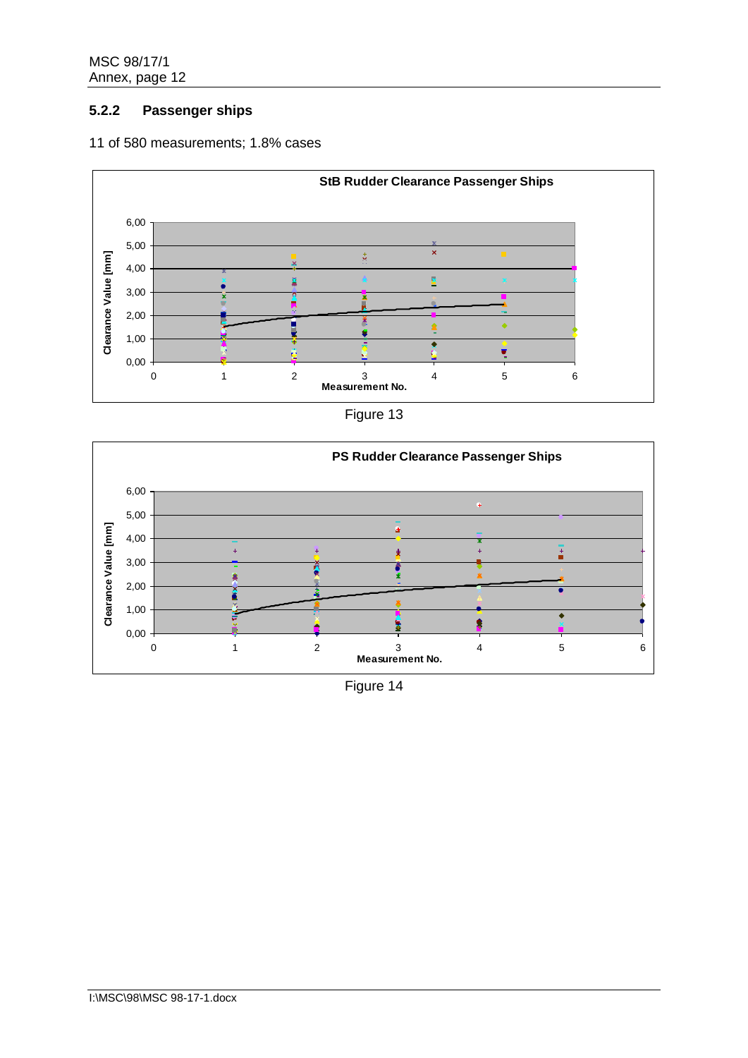### 5.2.2 Passenger ships

11 of 580 measurements; 1.8% cases

Figure 13

Figure 14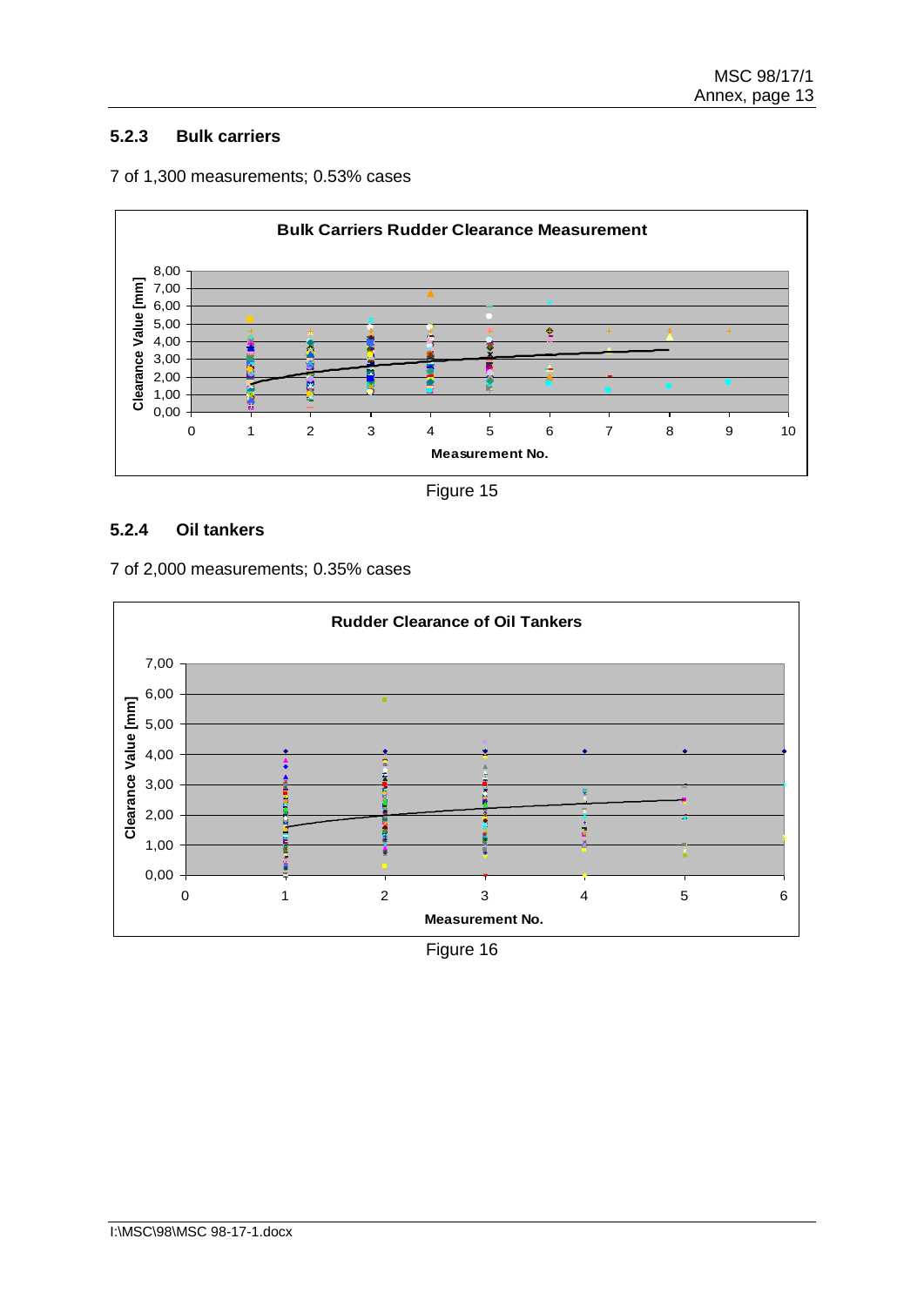### 5.2.3 Bulk carriers

7 of 1,300 measurements; 0.53% cases

Figure 15

### 5.2.4 Oil tankers

7 of 2,000 measurements; 0.35% cases

Figure 16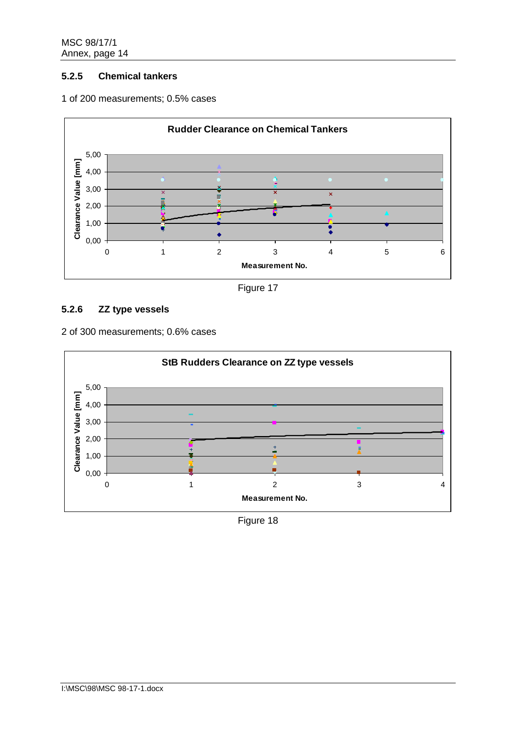### 5.2.5 Chemical tankers

1 of 200 measurements; 0.5% cases

Figure 17

### 5.2.6 ZZ type vessels

2 of 300 measurements; 0.6% cases

Figure 18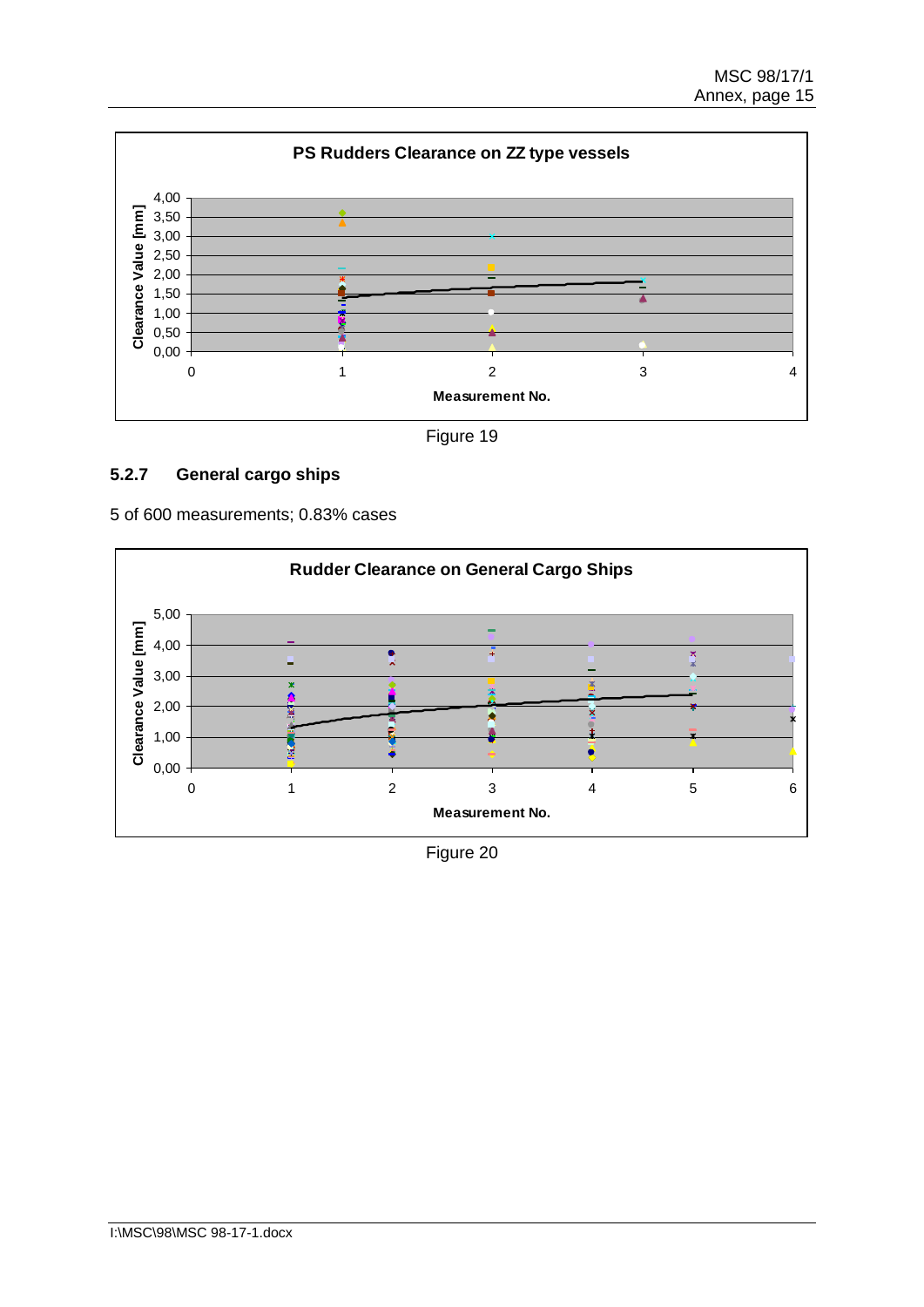**PS Rudders Clearance on ZZ type vessels**

Figure 19

### 5.2.7 General cargo ships

5 of 600 measurements; 0.83% cases

**Rudder Clearance on General Cargo Ships**

Figure 20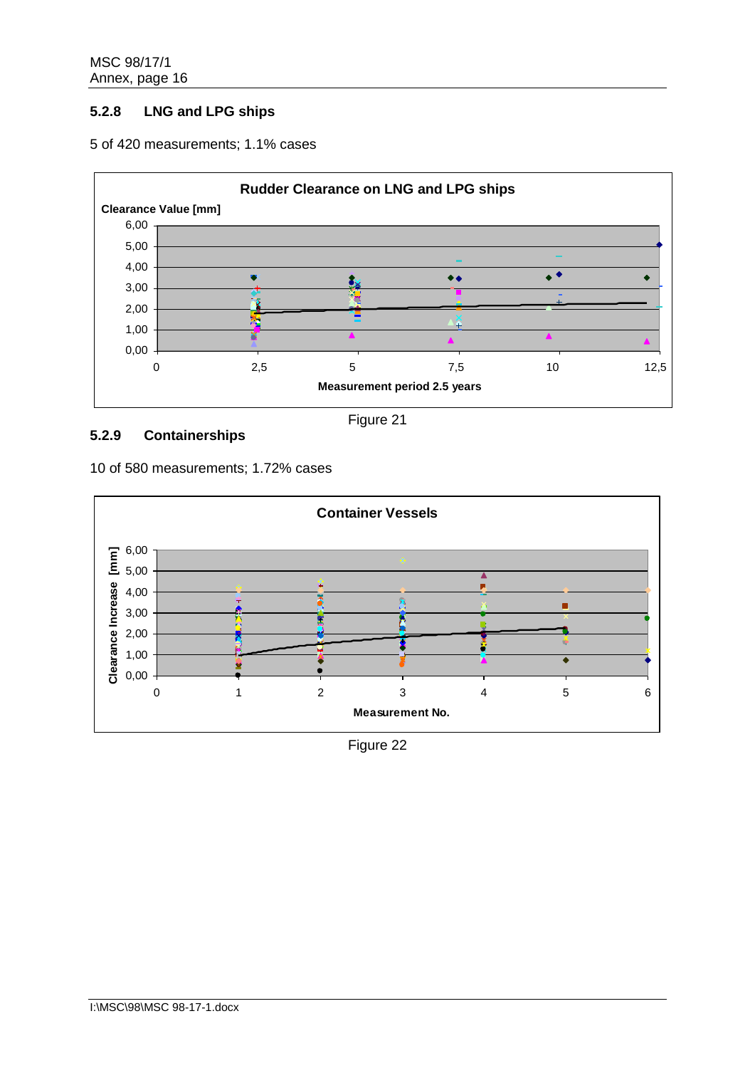### 5.2.8 LNG and LPG ships

5 of 420 measurements; 1.1% cases

Figure 21

### 5.2.9 Containerships

10 of 580 measurements; 1.72% cases

Figure 22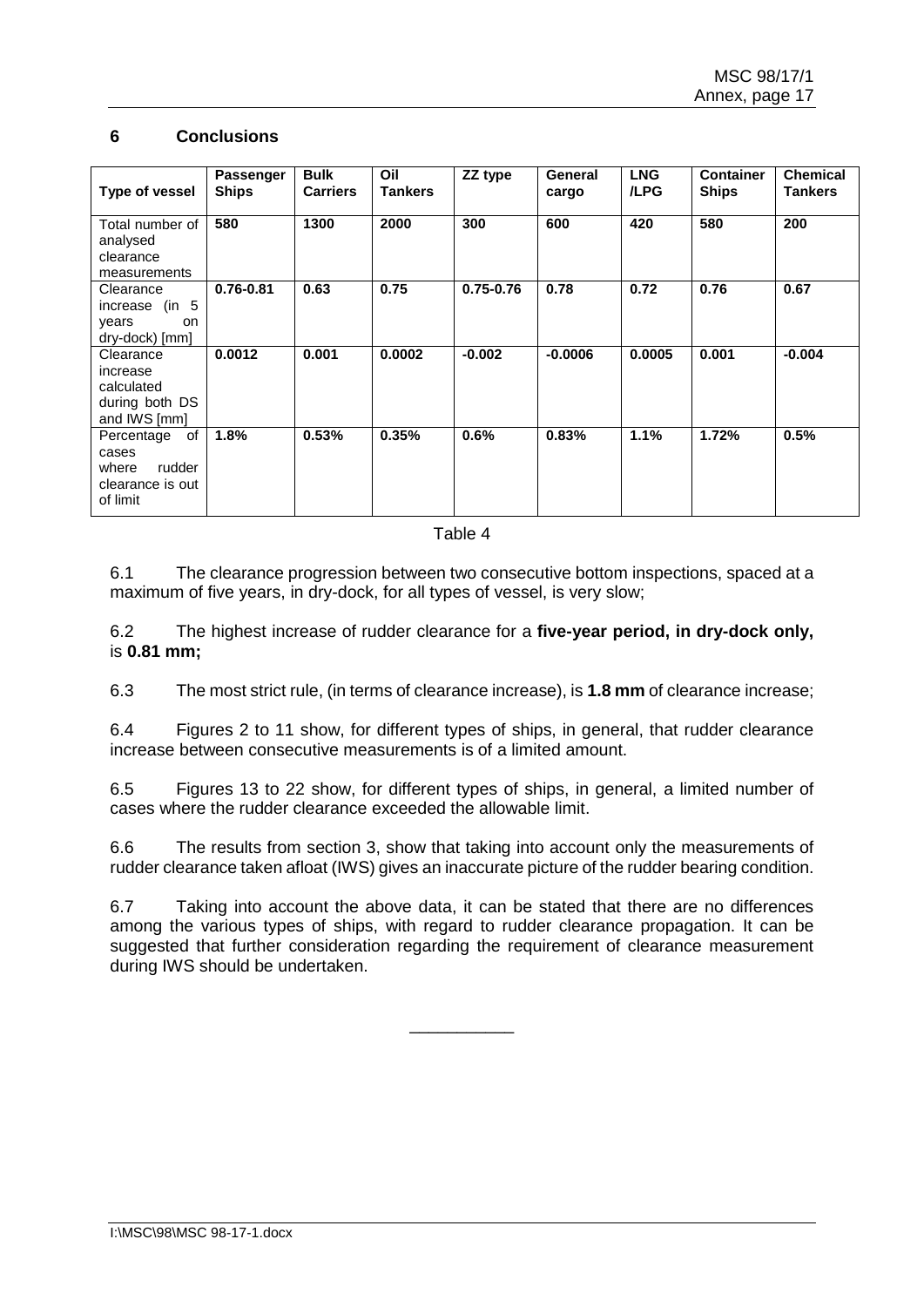## 6 Conclusions

| Type of vessel | Passenger Ships | Bulk Carriers | Oil Tankers | ZZ type | General cargo | LNG /LPG | Container Ships | Chemical Tankers |
|---|---|---|---|---|---|---|---|---|
| Total number of analysed clearance measurements | **580** | **1300** | **2000** | **300** | **600** | **420** | **580** | **200** |
| Clearance increase (in 5 years on dry-dock) [mm] | **0.76-0.81** | **0.63** | **0.75** | **0.75-0.76** | **0.78** | **0.72** | **0.76** | **0.67** |
| Clearance increase calculated during both DS and IWS [mm] | **0.0012** | **0.001** | **0.0002** | **-0.002** | **-0.0006** | **0.0005** | **0.001** | **-0.004** |
| Percentage of cases where rudder clearance is out of limit | **1.8%** | **0.53%** | **0.35%** | **0.6%** | **0.83%** | **1.1%** | **1.72%** | **0.5%** |

Table 4

6.1 The clearance progression between two consecutive bottom inspections, spaced at a maximum of five years, in dry-dock, for all types of vessel, is very slow;

6.2 The highest increase of rudder clearance for a **five-year period, in dry-dock only,** is **0.81 mm;**

6.3 The most strict rule, (in terms of clearance increase), is **1.8 mm** of clearance increase;

6.4 Figures 2 to 11 show, for different types of ships, in general, that rudder clearance increase between consecutive measurements is of a limited amount.

6.5 Figures 13 to 22 show, for different types of ships, in general, a limited number of cases where the rudder clearance exceeded the allowable limit.

6.6 The results from section 3, show that taking into account only the measurements of rudder clearance taken afloat (IWS) gives an inaccurate picture of the rudder bearing condition.

6.7 Taking into account the above data, it can be stated that there are no differences among the various types of ships, with regard to rudder clearance propagation. It can be suggested that further consideration regarding the requirement of clearance measurement during IWS should be undertaken.

___________